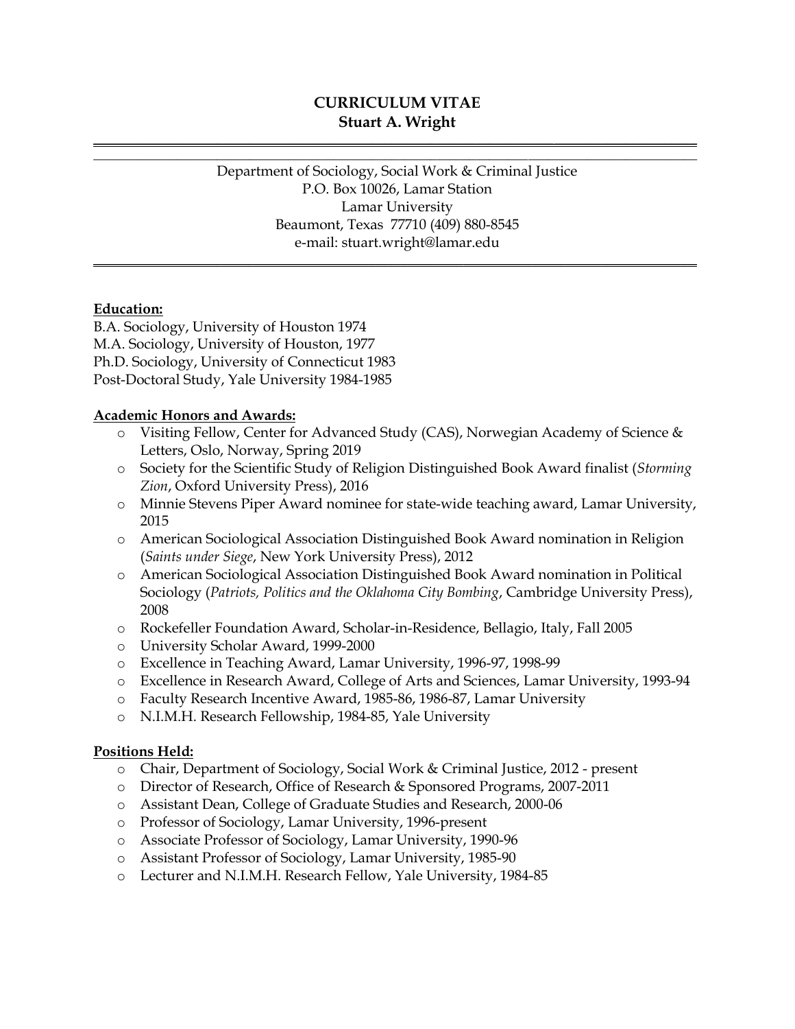# CURRICULUM VITAE
## Stuart A. Wright

---

Department of Sociology, Social Work & Criminal Justice
P.O. Box 10026, Lamar Station
Lamar University
Beaumont, Texas 77710 (409) 880-8545
e-mail: stuart.wright@lamar.edu

---

**Education:**

B.A. Sociology, University of Houston 1974
M.A. Sociology, University of Houston, 1977
Ph.D. Sociology, University of Connecticut 1983
Post-Doctoral Study, Yale University 1984-1985

**Academic Honors and Awards:**

- Visiting Fellow, Center for Advanced Study (CAS), Norwegian Academy of Science & Letters, Oslo, Norway, Spring 2019
- Society for the Scientific Study of Religion Distinguished Book Award finalist (*Storming Zion*, Oxford University Press), 2016
- Minnie Stevens Piper Award nominee for state-wide teaching award, Lamar University, 2015
- American Sociological Association Distinguished Book Award nomination in Religion (*Saints under Siege*, New York University Press), 2012
- American Sociological Association Distinguished Book Award nomination in Political Sociology (*Patriots, Politics and the Oklahoma City Bombing*, Cambridge University Press), 2008
- Rockefeller Foundation Award, Scholar-in-Residence, Bellagio, Italy, Fall 2005
- University Scholar Award, 1999-2000
- Excellence in Teaching Award, Lamar University, 1996-97, 1998-99
- Excellence in Research Award, College of Arts and Sciences, Lamar University, 1993-94
- Faculty Research Incentive Award, 1985-86, 1986-87, Lamar University
- N.I.M.H. Research Fellowship, 1984-85, Yale University

**Positions Held:**

- Chair, Department of Sociology, Social Work & Criminal Justice, 2012 - present
- Director of Research, Office of Research & Sponsored Programs, 2007-2011
- Assistant Dean, College of Graduate Studies and Research, 2000-06
- Professor of Sociology, Lamar University, 1996-present
- Associate Professor of Sociology, Lamar University, 1990-96
- Assistant Professor of Sociology, Lamar University, 1985-90
- Lecturer and N.I.M.H. Research Fellow, Yale University, 1984-85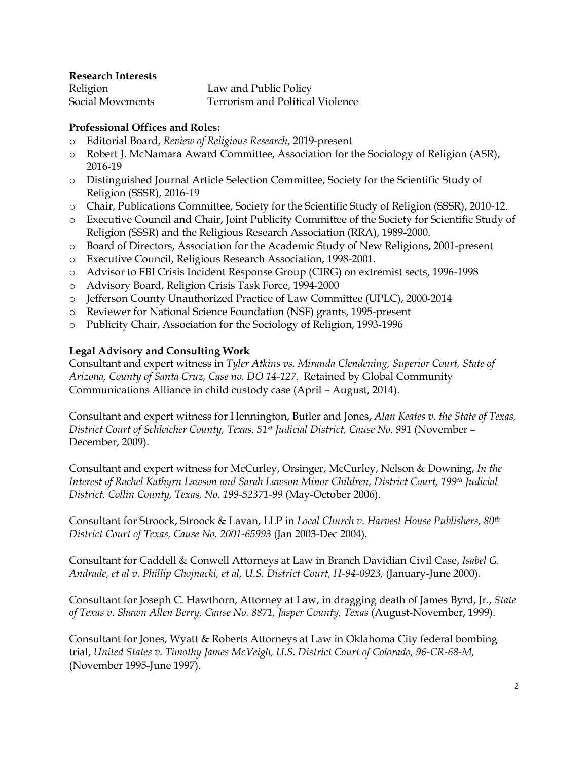**Research Interests**

| | |
|---|---|
| Religion | Law and Public Policy |
| Social Movements | Terrorism and Political Violence |

**Professional Offices and Roles:**

- Editorial Board, *Review of Religious Research*, 2019-present
- Robert J. McNamara Award Committee, Association for the Sociology of Religion (ASR), 2016-19
- Distinguished Journal Article Selection Committee, Society for the Scientific Study of Religion (SSSR), 2016-19
- Chair, Publications Committee, Society for the Scientific Study of Religion (SSSR), 2010-12.
- Executive Council and Chair, Joint Publicity Committee of the Society for Scientific Study of Religion (SSSR) and the Religious Research Association (RRA), 1989-2000.
- Board of Directors, Association for the Academic Study of New Religions, 2001-present
- Executive Council, Religious Research Association, 1998-2001.
- Advisor to FBI Crisis Incident Response Group (CIRG) on extremist sects, 1996-1998
- Advisory Board, Religion Crisis Task Force, 1994-2000
- Jefferson County Unauthorized Practice of Law Committee (UPLC), 2000-2014
- Reviewer for National Science Foundation (NSF) grants, 1995-present
- Publicity Chair, Association for the Sociology of Religion, 1993-1996

**Legal Advisory and Consulting Work**

Consultant and expert witness in *Tyler Atkins vs. Miranda Clendening, Superior Court, State of Arizona, County of Santa Cruz, Case no. DO 14-127*. Retained by Global Community Communications Alliance in child custody case (April – August, 2014).

Consultant and expert witness for Hennington, Butler and Jones**,** *Alan Keates v. the State of Texas, District Court of Schleicher County, Texas, 51st Judicial District, Cause No. 991* (November – December, 2009).

Consultant and expert witness for McCurley, Orsinger, McCurley, Nelson & Downing, *In the Interest of Rachel Kathyrn Lawson and Sarah Lawson Minor Children, District Court, 199th Judicial District, Collin County, Texas, No. 199-52371-99* (May-October 2006).

Consultant for Stroock, Stroock & Lavan, LLP in *Local Church v. Harvest House Publishers, 80th District Court of Texas, Cause No. 2001-65993* (Jan 2003-Dec 2004).

Consultant for Caddell & Conwell Attorneys at Law in Branch Davidian Civil Case, *Isabel G. Andrade, et al v. Phillip Chojnacki, et al, U.S. District Court, H-94-0923,* (January-June 2000).

Consultant for Joseph C. Hawthorn, Attorney at Law, in dragging death of James Byrd, Jr., *State of Texas v. Shawn Allen Berry, Cause No. 8871, Jasper County, Texas* (August-November, 1999).

Consultant for Jones, Wyatt & Roberts Attorneys at Law in Oklahoma City federal bombing trial, *United States v. Timothy James McVeigh, U.S. District Court of Colorado, 96-CR-68-M,* (November 1995-June 1997).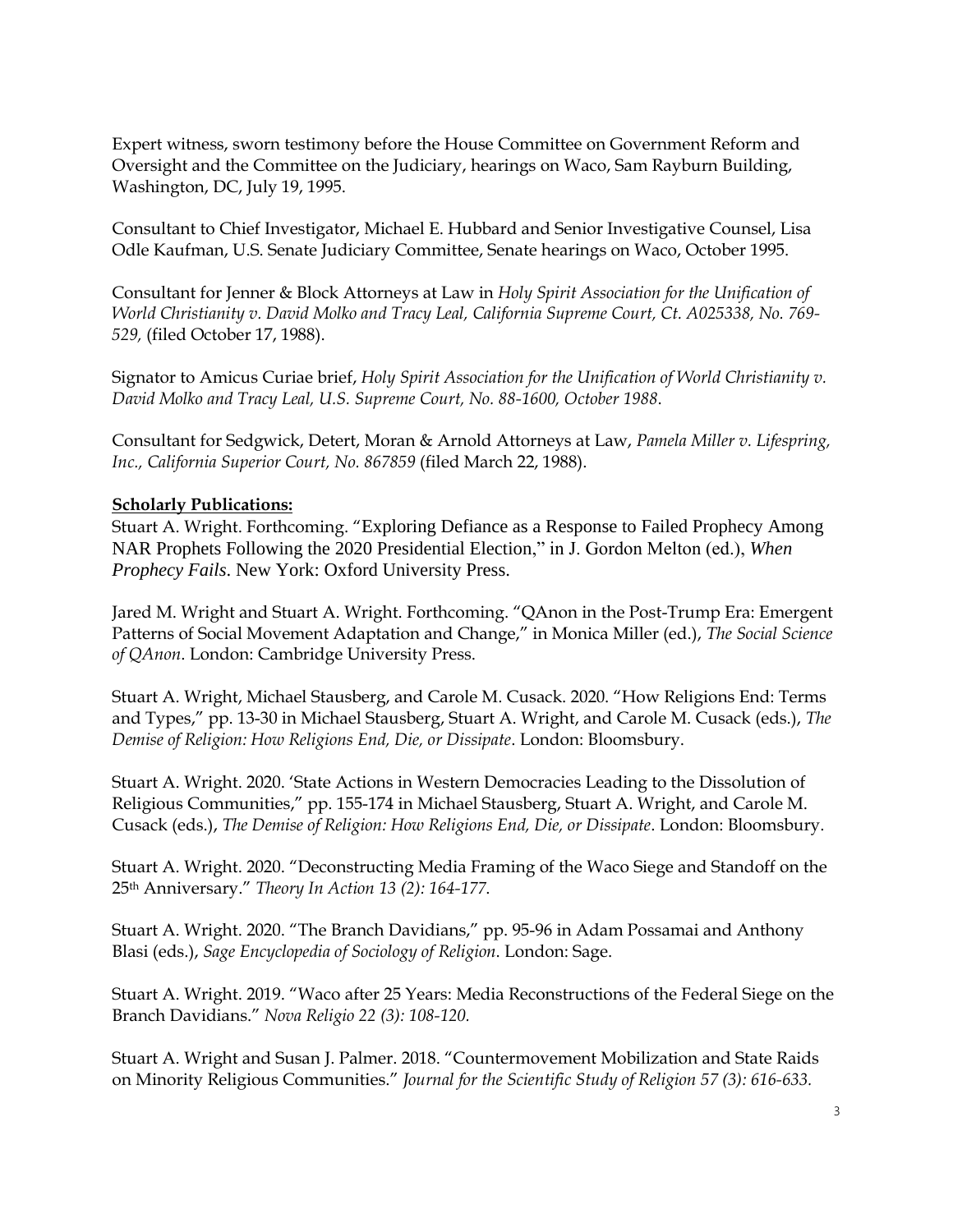Expert witness, sworn testimony before the House Committee on Government Reform and Oversight and the Committee on the Judiciary, hearings on Waco, Sam Rayburn Building, Washington, DC, July 19, 1995.

Consultant to Chief Investigator, Michael E. Hubbard and Senior Investigative Counsel, Lisa Odle Kaufman, U.S. Senate Judiciary Committee, Senate hearings on Waco, October 1995.

Consultant for Jenner & Block Attorneys at Law in *Holy Spirit Association for the Unification of World Christianity v. David Molko and Tracy Leal, California Supreme Court, Ct. A025338, No. 769-529,* (filed October 17, 1988).

Signator to Amicus Curiae brief, *Holy Spirit Association for the Unification of World Christianity v. David Molko and Tracy Leal, U.S. Supreme Court, No. 88-1600, October 1988*.

Consultant for Sedgwick, Detert, Moran & Arnold Attorneys at Law, *Pamela Miller v. Lifespring, Inc., California Superior Court, No. 867859* (filed March 22, 1988).

**Scholarly Publications:**

Stuart A. Wright. Forthcoming. "Exploring Defiance as a Response to Failed Prophecy Among NAR Prophets Following the 2020 Presidential Election," in J. Gordon Melton (ed.), *When Prophecy Fails*. New York: Oxford University Press.

Jared M. Wright and Stuart A. Wright. Forthcoming. "QAnon in the Post-Trump Era: Emergent Patterns of Social Movement Adaptation and Change," in Monica Miller (ed.), *The Social Science of QAnon*. London: Cambridge University Press.

Stuart A. Wright, Michael Stausberg, and Carole M. Cusack. 2020. "How Religions End: Terms and Types," pp. 13-30 in Michael Stausberg, Stuart A. Wright, and Carole M. Cusack (eds.), *The Demise of Religion: How Religions End, Die, or Dissipate*. London: Bloomsbury.

Stuart A. Wright. 2020. 'State Actions in Western Democracies Leading to the Dissolution of Religious Communities," pp. 155-174 in Michael Stausberg, Stuart A. Wright, and Carole M. Cusack (eds.), *The Demise of Religion: How Religions End, Die, or Dissipate*. London: Bloomsbury.

Stuart A. Wright. 2020. "Deconstructing Media Framing of the Waco Siege and Standoff on the 25th Anniversary." *Theory In Action 13 (2): 164-177.*

Stuart A. Wright. 2020. "The Branch Davidians," pp. 95-96 in Adam Possamai and Anthony Blasi (eds.), *Sage Encyclopedia of Sociology of Religion*. London: Sage.

Stuart A. Wright. 2019. "Waco after 25 Years: Media Reconstructions of the Federal Siege on the Branch Davidians." *Nova Religio 22 (3): 108-120.*

Stuart A. Wright and Susan J. Palmer. 2018. "Countermovement Mobilization and State Raids on Minority Religious Communities." *Journal for the Scientific Study of Religion 57 (3): 616-633.*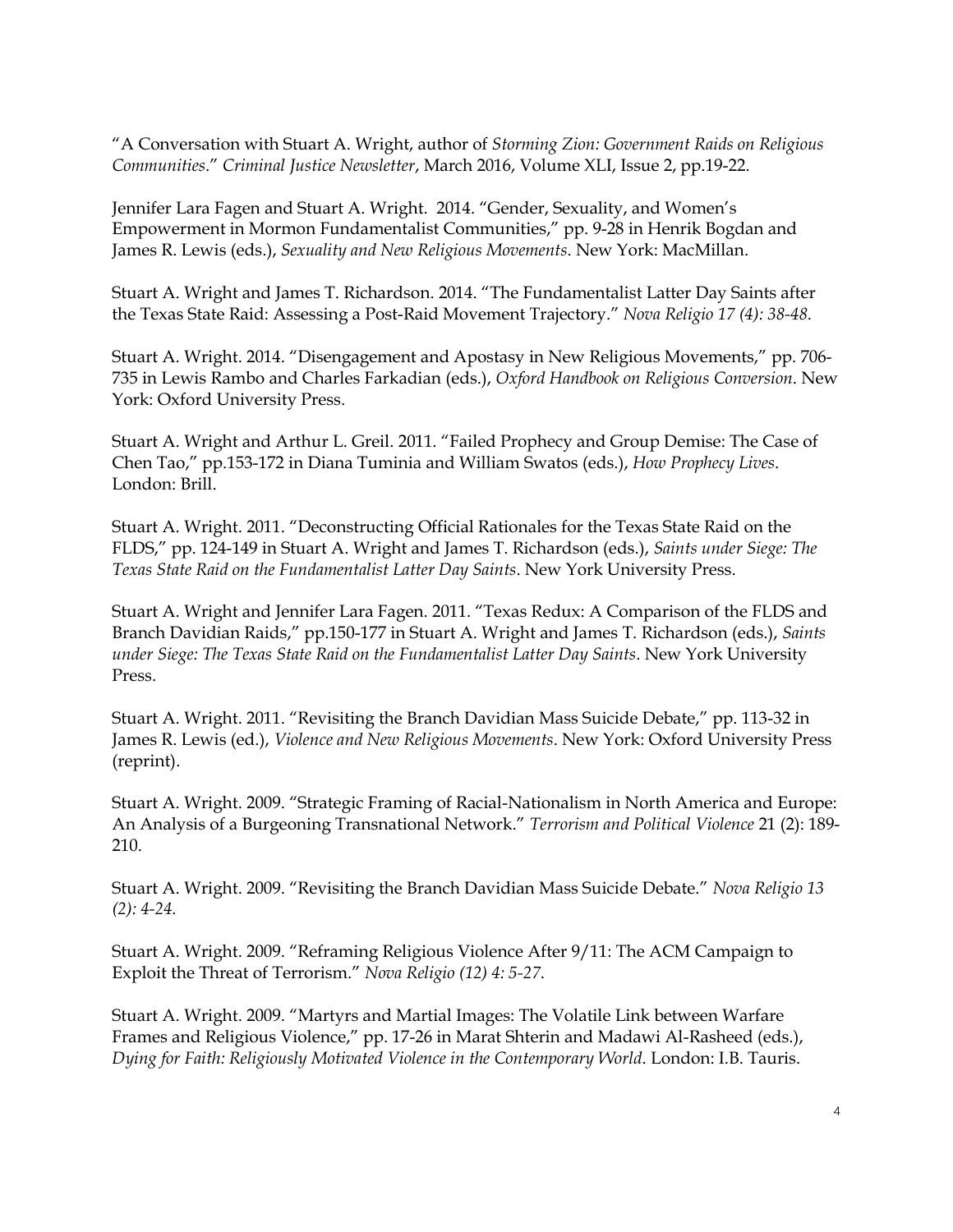"A Conversation with Stuart A. Wright, author of *Storming Zion: Government Raids on Religious Communities*." *Criminal Justice Newsletter*, March 2016, Volume XLI, Issue 2, pp.19-22.

Jennifer Lara Fagen and Stuart A. Wright. 2014. "Gender, Sexuality, and Women's Empowerment in Mormon Fundamentalist Communities," pp. 9-28 in Henrik Bogdan and James R. Lewis (eds.), *Sexuality and New Religious Movements*. New York: MacMillan.

Stuart A. Wright and James T. Richardson. 2014. "The Fundamentalist Latter Day Saints after the Texas State Raid: Assessing a Post-Raid Movement Trajectory." *Nova Religio 17 (4): 38-48.*

Stuart A. Wright. 2014. "Disengagement and Apostasy in New Religious Movements," pp. 706-735 in Lewis Rambo and Charles Farkadian (eds.), *Oxford Handbook on Religious Conversion*. New York: Oxford University Press.

Stuart A. Wright and Arthur L. Greil. 2011. "Failed Prophecy and Group Demise: The Case of Chen Tao," pp.153-172 in Diana Tuminia and William Swatos (eds.), *How Prophecy Lives*. London: Brill.

Stuart A. Wright. 2011. "Deconstructing Official Rationales for the Texas State Raid on the FLDS," pp. 124-149 in Stuart A. Wright and James T. Richardson (eds.), *Saints under Siege: The Texas State Raid on the Fundamentalist Latter Day Saints*. New York University Press.

Stuart A. Wright and Jennifer Lara Fagen. 2011. "Texas Redux: A Comparison of the FLDS and Branch Davidian Raids," pp.150-177 in Stuart A. Wright and James T. Richardson (eds.), *Saints under Siege: The Texas State Raid on the Fundamentalist Latter Day Saints*. New York University Press.

Stuart A. Wright. 2011. "Revisiting the Branch Davidian Mass Suicide Debate," pp. 113-32 in James R. Lewis (ed.), *Violence and New Religious Movements*. New York: Oxford University Press (reprint).

Stuart A. Wright. 2009. "Strategic Framing of Racial-Nationalism in North America and Europe: An Analysis of a Burgeoning Transnational Network." *Terrorism and Political Violence* 21 (2): 189-210.

Stuart A. Wright. 2009. "Revisiting the Branch Davidian Mass Suicide Debate." *Nova Religio 13 (2): 4-24.*

Stuart A. Wright. 2009. "Reframing Religious Violence After 9/11: The ACM Campaign to Exploit the Threat of Terrorism." *Nova Religio (12) 4: 5-27.*

Stuart A. Wright. 2009. "Martyrs and Martial Images: The Volatile Link between Warfare Frames and Religious Violence," pp. 17-26 in Marat Shterin and Madawi Al-Rasheed (eds.), *Dying for Faith: Religiously Motivated Violence in the Contemporary World*. London: I.B. Tauris.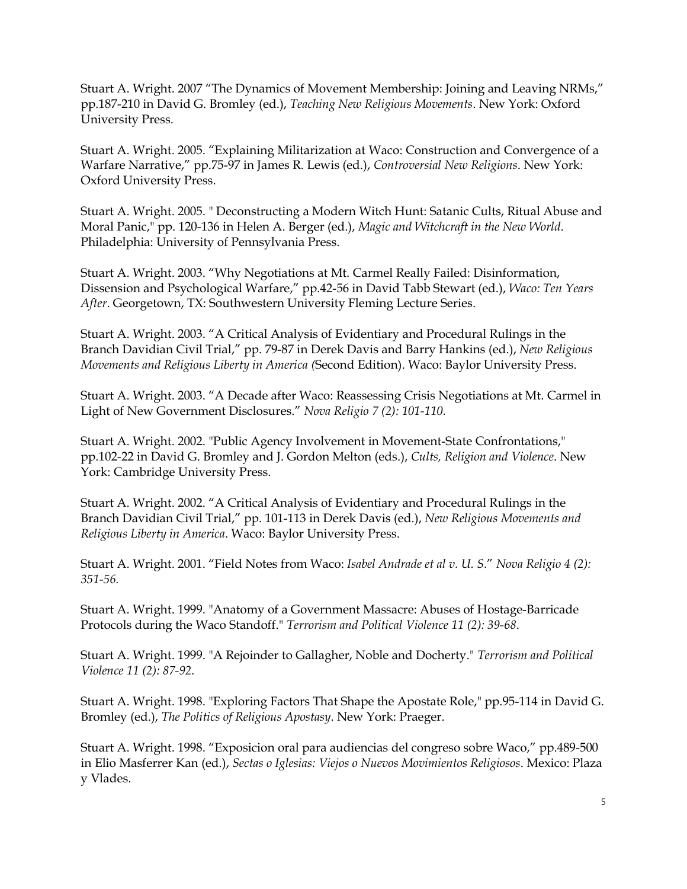Stuart A. Wright. 2007 “The Dynamics of Movement Membership: Joining and Leaving NRMs,” pp.187-210 in David G. Bromley (ed.), *Teaching New Religious Movements*. New York: Oxford University Press.

Stuart A. Wright. 2005. “Explaining Militarization at Waco: Construction and Convergence of a Warfare Narrative,” pp.75-97 in James R. Lewis (ed.), *Controversial New Religions*. New York: Oxford University Press.

Stuart A. Wright. 2005. " Deconstructing a Modern Witch Hunt: Satanic Cults, Ritual Abuse and Moral Panic," pp. 120-136 in Helen A. Berger (ed.), *Magic and Witchcraft in the New World*. Philadelphia: University of Pennsylvania Press.

Stuart A. Wright. 2003. “Why Negotiations at Mt. Carmel Really Failed: Disinformation, Dissension and Psychological Warfare,” pp.42-56 in David Tabb Stewart (ed.), *Waco: Ten Years After*. Georgetown, TX: Southwestern University Fleming Lecture Series.

Stuart A. Wright. 2003. “A Critical Analysis of Evidentiary and Procedural Rulings in the Branch Davidian Civil Trial,” pp. 79-87 in Derek Davis and Barry Hankins (ed.), *New Religious Movements and Religious Liberty in America (*Second Edition). Waco: Baylor University Press.

Stuart A. Wright. 2003. “A Decade after Waco: Reassessing Crisis Negotiations at Mt. Carmel in Light of New Government Disclosures.” *Nova Religio 7 (2): 101-110.*

Stuart A. Wright. 2002. "Public Agency Involvement in Movement-State Confrontations," pp.102-22 in David G. Bromley and J. Gordon Melton (eds.), *Cults, Religion and Violence*. New York: Cambridge University Press.

Stuart A. Wright. 2002. “A Critical Analysis of Evidentiary and Procedural Rulings in the Branch Davidian Civil Trial,” pp. 101-113 in Derek Davis (ed.), *New Religious Movements and Religious Liberty in America*. Waco: Baylor University Press.

Stuart A. Wright. 2001. “Field Notes from Waco: *Isabel Andrade et al v. U. S*.” *Nova Religio 4 (2): 351-56.*

Stuart A. Wright. 1999. "Anatomy of a Government Massacre: Abuses of Hostage-Barricade Protocols during the Waco Standoff." *Terrorism and Political Violence 11 (2): 39-68*.

Stuart A. Wright. 1999. "A Rejoinder to Gallagher, Noble and Docherty." *Terrorism and Political Violence 11 (2): 87-92*.

Stuart A. Wright. 1998. "Exploring Factors That Shape the Apostate Role," pp.95-114 in David G. Bromley (ed.), *The Politics of Religious Apostasy*. New York: Praeger.

Stuart A. Wright. 1998. “Exposicion oral para audiencias del congreso sobre Waco,” pp.489-500 in Elio Masferrer Kan (ed.), *Sectas o Iglesias: Viejos o Nuevos Movimientos Religiosos*. Mexico: Plaza y Vlades.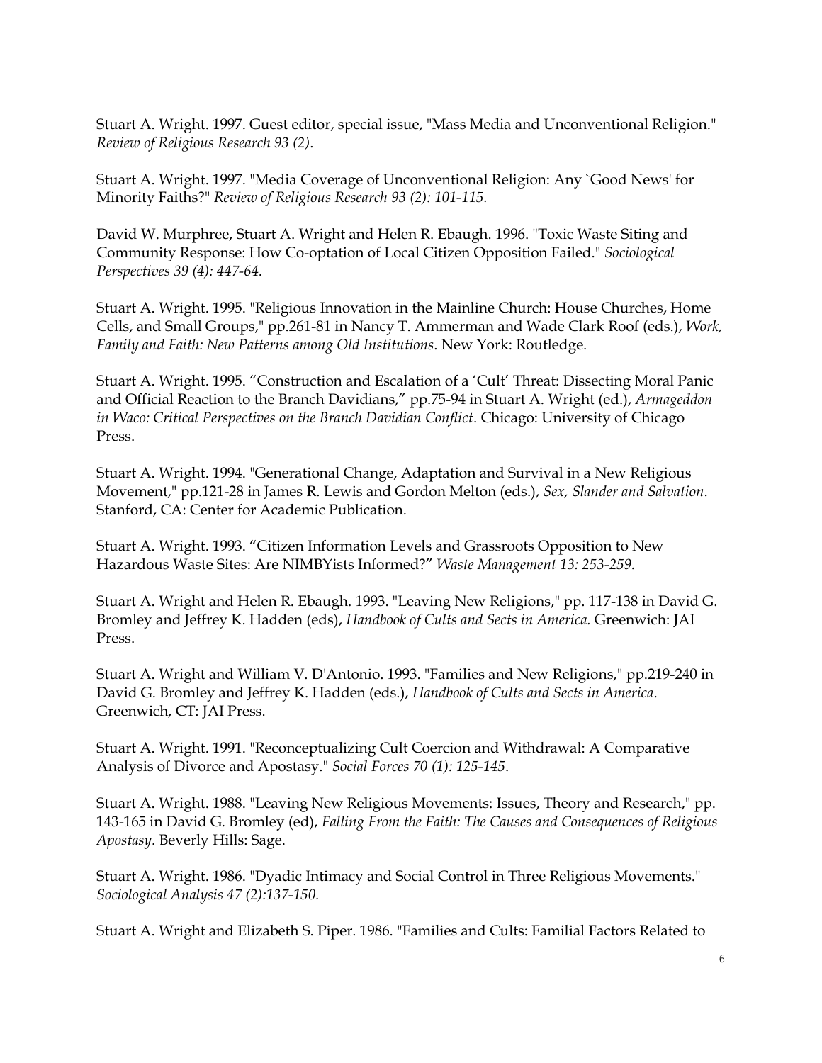Stuart A. Wright. 1997. Guest editor, special issue, "Mass Media and Unconventional Religion." *Review of Religious Research 93 (2)*.

Stuart A. Wright. 1997. "Media Coverage of Unconventional Religion: Any `Good News' for Minority Faiths?" *Review of Religious Research 93 (2): 101-115.*

David W. Murphree, Stuart A. Wright and Helen R. Ebaugh. 1996. "Toxic Waste Siting and Community Response: How Co-optation of Local Citizen Opposition Failed." *Sociological Perspectives 39 (4): 447-64.*

Stuart A. Wright. 1995. "Religious Innovation in the Mainline Church: House Churches, Home Cells, and Small Groups," pp.261-81 in Nancy T. Ammerman and Wade Clark Roof (eds.), *Work, Family and Faith: New Patterns among Old Institutions*. New York: Routledge.

Stuart A. Wright. 1995. "Construction and Escalation of a 'Cult' Threat: Dissecting Moral Panic and Official Reaction to the Branch Davidians," pp.75-94 in Stuart A. Wright (ed.), *Armageddon in Waco: Critical Perspectives on the Branch Davidian Conflict*. Chicago: University of Chicago Press.

Stuart A. Wright. 1994. "Generational Change, Adaptation and Survival in a New Religious Movement," pp.121-28 in James R. Lewis and Gordon Melton (eds.), *Sex, Slander and Salvation*. Stanford, CA: Center for Academic Publication.

Stuart A. Wright. 1993. "Citizen Information Levels and Grassroots Opposition to New Hazardous Waste Sites: Are NIMBYists Informed?" *Waste Management 13: 253-259.*

Stuart A. Wright and Helen R. Ebaugh. 1993. "Leaving New Religions," pp. 117-138 in David G. Bromley and Jeffrey K. Hadden (eds), *Handbook of Cults and Sects in America.* Greenwich: JAI Press.

Stuart A. Wright and William V. D'Antonio. 1993. "Families and New Religions," pp.219-240 in David G. Bromley and Jeffrey K. Hadden (eds.), *Handbook of Cults and Sects in America*. Greenwich, CT: JAI Press.

Stuart A. Wright. 1991. "Reconceptualizing Cult Coercion and Withdrawal: A Comparative Analysis of Divorce and Apostasy." *Social Forces 70 (1): 125-145*.

Stuart A. Wright. 1988. "Leaving New Religious Movements: Issues, Theory and Research," pp. 143-165 in David G. Bromley (ed), *Falling From the Faith: The Causes and Consequences of Religious Apostasy*. Beverly Hills: Sage.

Stuart A. Wright. 1986. "Dyadic Intimacy and Social Control in Three Religious Movements." *Sociological Analysis 47 (2):137-150.*

Stuart A. Wright and Elizabeth S. Piper. 1986. "Families and Cults: Familial Factors Related to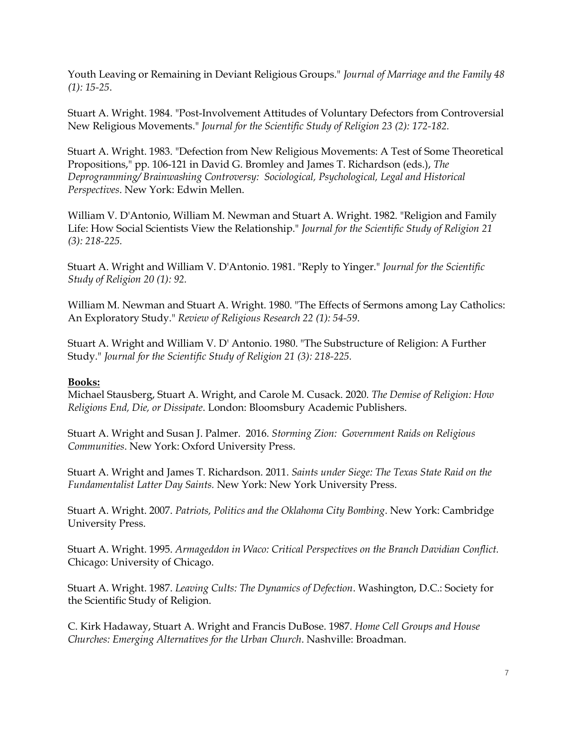Youth Leaving or Remaining in Deviant Religious Groups." *Journal of Marriage and the Family 48 (1): 15-25*.

Stuart A. Wright. 1984. "Post-Involvement Attitudes of Voluntary Defectors from Controversial New Religious Movements." *Journal for the Scientific Study of Religion 23 (2): 172-182.*

Stuart A. Wright. 1983. "Defection from New Religious Movements: A Test of Some Theoretical Propositions," pp. 106-121 in David G. Bromley and James T. Richardson (eds.), *The Deprogramming/ Brainwashing Controversy: Sociological, Psychological, Legal and Historical Perspectives*. New York: Edwin Mellen.

William V. D'Antonio, William M. Newman and Stuart A. Wright. 1982. "Religion and Family Life: How Social Scientists View the Relationship." *Journal for the Scientific Study of Religion 21 (3): 218-225.*

Stuart A. Wright and William V. D'Antonio. 1981. "Reply to Yinger." *Journal for the Scientific Study of Religion 20 (1): 92.*

William M. Newman and Stuart A. Wright. 1980. "The Effects of Sermons among Lay Catholics: An Exploratory Study." *Review of Religious Research 22 (1): 54-59*.

Stuart A. Wright and William V. D' Antonio. 1980. "The Substructure of Religion: A Further Study." *Journal for the Scientific Study of Religion 21 (3): 218-225.*

**Books:**

Michael Stausberg, Stuart A. Wright, and Carole M. Cusack. 2020. *The Demise of Religion: How Religions End, Die, or Dissipate*. London: Bloomsbury Academic Publishers.

Stuart A. Wright and Susan J. Palmer. 2016. *Storming Zion: Government Raids on Religious Communities*. New York: Oxford University Press.

Stuart A. Wright and James T. Richardson. 2011. *Saints under Siege: The Texas State Raid on the Fundamentalist Latter Day Saints.* New York: New York University Press.

Stuart A. Wright. 2007. *Patriots, Politics and the Oklahoma City Bombing*. New York: Cambridge University Press.

Stuart A. Wright. 1995. *Armageddon in Waco: Critical Perspectives on the Branch Davidian Conflict.* Chicago: University of Chicago.

Stuart A. Wright. 1987. *Leaving Cults: The Dynamics of Defection*. Washington, D.C.: Society for the Scientific Study of Religion.

C. Kirk Hadaway, Stuart A. Wright and Francis DuBose. 1987. *Home Cell Groups and House Churches: Emerging Alternatives for the Urban Church*. Nashville: Broadman.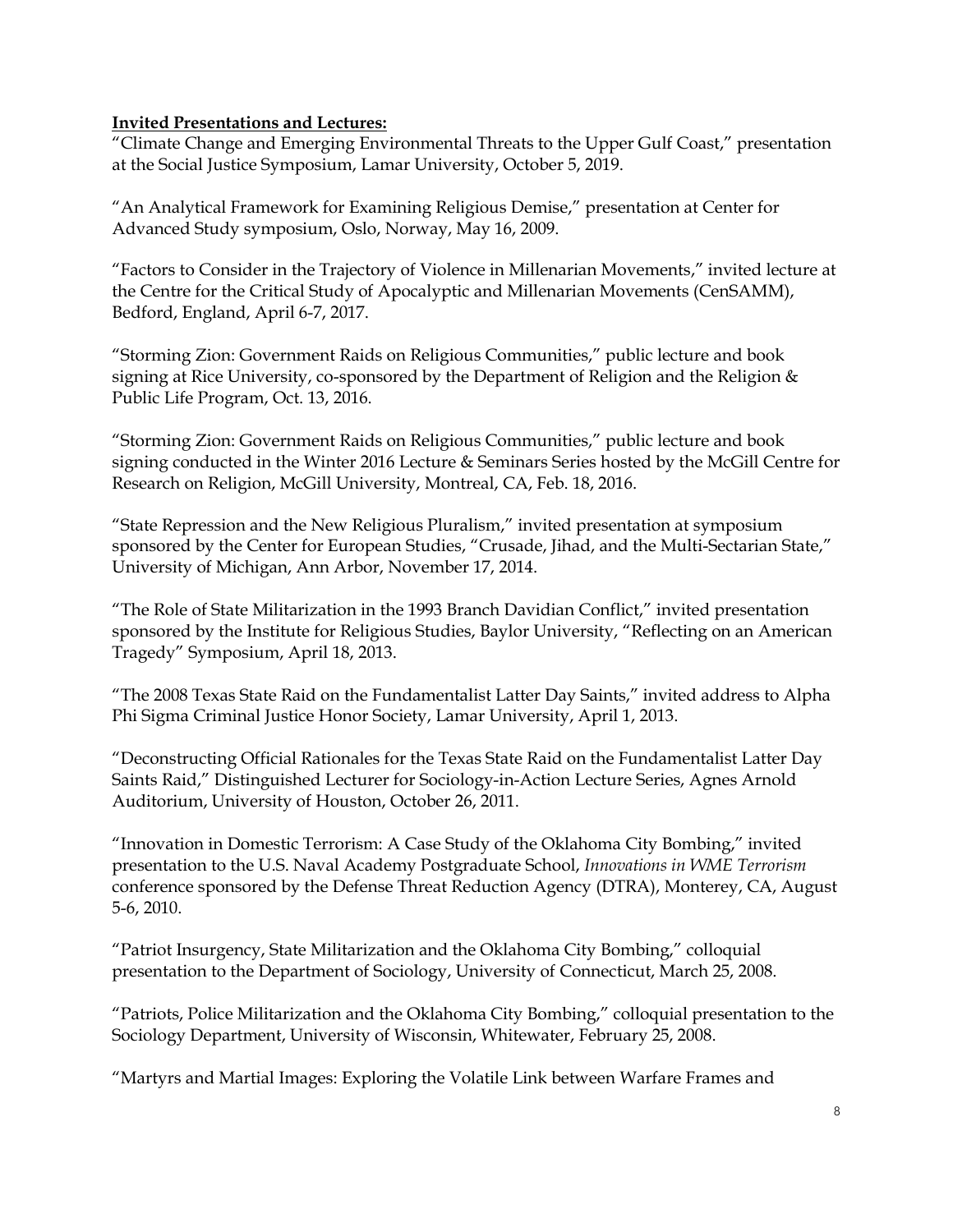**Invited Presentations and Lectures:**

"Climate Change and Emerging Environmental Threats to the Upper Gulf Coast," presentation at the Social Justice Symposium, Lamar University, October 5, 2019.

"An Analytical Framework for Examining Religious Demise," presentation at Center for Advanced Study symposium, Oslo, Norway, May 16, 2009.

"Factors to Consider in the Trajectory of Violence in Millenarian Movements," invited lecture at the Centre for the Critical Study of Apocalyptic and Millenarian Movements (CenSAMM), Bedford, England, April 6-7, 2017.

"Storming Zion: Government Raids on Religious Communities," public lecture and book signing at Rice University, co-sponsored by the Department of Religion and the Religion & Public Life Program, Oct. 13, 2016.

"Storming Zion: Government Raids on Religious Communities," public lecture and book signing conducted in the Winter 2016 Lecture & Seminars Series hosted by the McGill Centre for Research on Religion, McGill University, Montreal, CA, Feb. 18, 2016.

"State Repression and the New Religious Pluralism," invited presentation at symposium sponsored by the Center for European Studies, "Crusade, Jihad, and the Multi-Sectarian State," University of Michigan, Ann Arbor, November 17, 2014.

"The Role of State Militarization in the 1993 Branch Davidian Conflict," invited presentation sponsored by the Institute for Religious Studies, Baylor University, "Reflecting on an American Tragedy" Symposium, April 18, 2013.

"The 2008 Texas State Raid on the Fundamentalist Latter Day Saints," invited address to Alpha Phi Sigma Criminal Justice Honor Society, Lamar University, April 1, 2013.

"Deconstructing Official Rationales for the Texas State Raid on the Fundamentalist Latter Day Saints Raid," Distinguished Lecturer for Sociology-in-Action Lecture Series, Agnes Arnold Auditorium, University of Houston, October 26, 2011.

"Innovation in Domestic Terrorism: A Case Study of the Oklahoma City Bombing," invited presentation to the U.S. Naval Academy Postgraduate School, *Innovations in WME Terrorism* conference sponsored by the Defense Threat Reduction Agency (DTRA), Monterey, CA, August 5-6, 2010.

"Patriot Insurgency, State Militarization and the Oklahoma City Bombing," colloquial presentation to the Department of Sociology, University of Connecticut, March 25, 2008.

"Patriots, Police Militarization and the Oklahoma City Bombing," colloquial presentation to the Sociology Department, University of Wisconsin, Whitewater, February 25, 2008.

"Martyrs and Martial Images: Exploring the Volatile Link between Warfare Frames and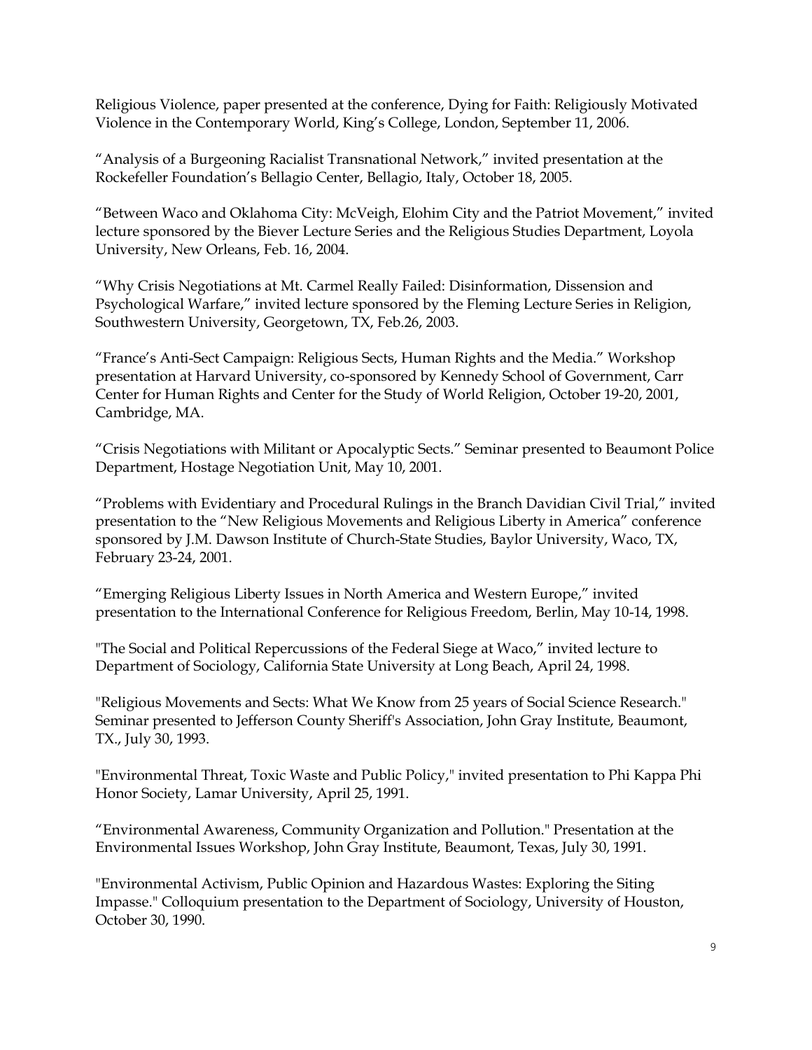Religious Violence, paper presented at the conference, Dying for Faith: Religiously Motivated Violence in the Contemporary World, King's College, London, September 11, 2006.

"Analysis of a Burgeoning Racialist Transnational Network," invited presentation at the Rockefeller Foundation's Bellagio Center, Bellagio, Italy, October 18, 2005.

"Between Waco and Oklahoma City: McVeigh, Elohim City and the Patriot Movement," invited lecture sponsored by the Biever Lecture Series and the Religious Studies Department, Loyola University, New Orleans, Feb. 16, 2004.

"Why Crisis Negotiations at Mt. Carmel Really Failed: Disinformation, Dissension and Psychological Warfare," invited lecture sponsored by the Fleming Lecture Series in Religion, Southwestern University, Georgetown, TX, Feb.26, 2003.

"France's Anti-Sect Campaign: Religious Sects, Human Rights and the Media." Workshop presentation at Harvard University, co-sponsored by Kennedy School of Government, Carr Center for Human Rights and Center for the Study of World Religion, October 19-20, 2001, Cambridge, MA.

"Crisis Negotiations with Militant or Apocalyptic Sects." Seminar presented to Beaumont Police Department, Hostage Negotiation Unit, May 10, 2001.

"Problems with Evidentiary and Procedural Rulings in the Branch Davidian Civil Trial," invited presentation to the "New Religious Movements and Religious Liberty in America" conference sponsored by J.M. Dawson Institute of Church-State Studies, Baylor University, Waco, TX, February 23-24, 2001.

"Emerging Religious Liberty Issues in North America and Western Europe," invited presentation to the International Conference for Religious Freedom, Berlin, May 10-14, 1998.

"The Social and Political Repercussions of the Federal Siege at Waco," invited lecture to Department of Sociology, California State University at Long Beach, April 24, 1998.

"Religious Movements and Sects: What We Know from 25 years of Social Science Research." Seminar presented to Jefferson County Sheriff's Association, John Gray Institute, Beaumont, TX., July 30, 1993.

"Environmental Threat, Toxic Waste and Public Policy," invited presentation to Phi Kappa Phi Honor Society, Lamar University, April 25, 1991.

"Environmental Awareness, Community Organization and Pollution." Presentation at the Environmental Issues Workshop, John Gray Institute, Beaumont, Texas, July 30, 1991.

"Environmental Activism, Public Opinion and Hazardous Wastes: Exploring the Siting Impasse." Colloquium presentation to the Department of Sociology, University of Houston, October 30, 1990.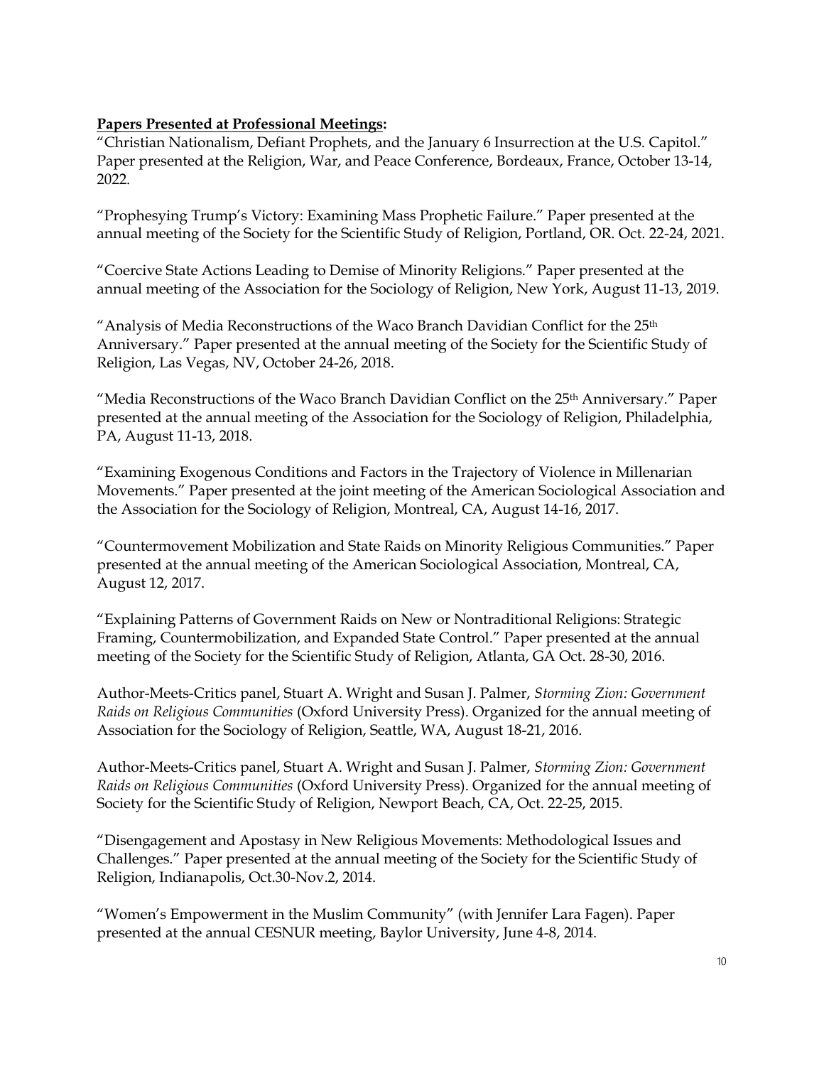**Papers Presented at Professional Meetings:**

"Christian Nationalism, Defiant Prophets, and the January 6 Insurrection at the U.S. Capitol." Paper presented at the Religion, War, and Peace Conference, Bordeaux, France, October 13-14, 2022.

"Prophesying Trump's Victory: Examining Mass Prophetic Failure." Paper presented at the annual meeting of the Society for the Scientific Study of Religion, Portland, OR. Oct. 22-24, 2021.

"Coercive State Actions Leading to Demise of Minority Religions." Paper presented at the annual meeting of the Association for the Sociology of Religion, New York, August 11-13, 2019.

"Analysis of Media Reconstructions of the Waco Branch Davidian Conflict for the 25th Anniversary." Paper presented at the annual meeting of the Society for the Scientific Study of Religion, Las Vegas, NV, October 24-26, 2018.

"Media Reconstructions of the Waco Branch Davidian Conflict on the 25th Anniversary." Paper presented at the annual meeting of the Association for the Sociology of Religion, Philadelphia, PA, August 11-13, 2018.

"Examining Exogenous Conditions and Factors in the Trajectory of Violence in Millenarian Movements." Paper presented at the joint meeting of the American Sociological Association and the Association for the Sociology of Religion, Montreal, CA, August 14-16, 2017.

"Countermovement Mobilization and State Raids on Minority Religious Communities." Paper presented at the annual meeting of the American Sociological Association, Montreal, CA, August 12, 2017.

"Explaining Patterns of Government Raids on New or Nontraditional Religions: Strategic Framing, Countermobilization, and Expanded State Control." Paper presented at the annual meeting of the Society for the Scientific Study of Religion, Atlanta, GA Oct. 28-30, 2016.

Author-Meets-Critics panel, Stuart A. Wright and Susan J. Palmer, *Storming Zion: Government Raids on Religious Communities* (Oxford University Press). Organized for the annual meeting of Association for the Sociology of Religion, Seattle, WA, August 18-21, 2016.

Author-Meets-Critics panel, Stuart A. Wright and Susan J. Palmer, *Storming Zion: Government Raids on Religious Communities* (Oxford University Press). Organized for the annual meeting of Society for the Scientific Study of Religion, Newport Beach, CA, Oct. 22-25, 2015.

"Disengagement and Apostasy in New Religious Movements: Methodological Issues and Challenges." Paper presented at the annual meeting of the Society for the Scientific Study of Religion, Indianapolis, Oct.30-Nov.2, 2014.

"Women's Empowerment in the Muslim Community" (with Jennifer Lara Fagen). Paper presented at the annual CESNUR meeting, Baylor University, June 4-8, 2014.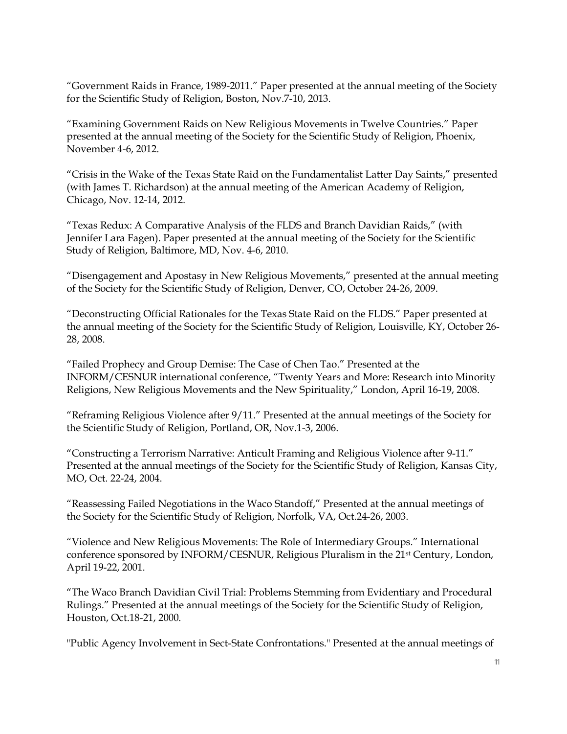"Government Raids in France, 1989-2011." Paper presented at the annual meeting of the Society for the Scientific Study of Religion, Boston, Nov.7-10, 2013.

"Examining Government Raids on New Religious Movements in Twelve Countries." Paper presented at the annual meeting of the Society for the Scientific Study of Religion, Phoenix, November 4-6, 2012.

"Crisis in the Wake of the Texas State Raid on the Fundamentalist Latter Day Saints," presented (with James T. Richardson) at the annual meeting of the American Academy of Religion, Chicago, Nov. 12-14, 2012.

"Texas Redux: A Comparative Analysis of the FLDS and Branch Davidian Raids," (with Jennifer Lara Fagen). Paper presented at the annual meeting of the Society for the Scientific Study of Religion, Baltimore, MD, Nov. 4-6, 2010.

"Disengagement and Apostasy in New Religious Movements," presented at the annual meeting of the Society for the Scientific Study of Religion, Denver, CO, October 24-26, 2009.

"Deconstructing Official Rationales for the Texas State Raid on the FLDS." Paper presented at the annual meeting of the Society for the Scientific Study of Religion, Louisville, KY, October 26-28, 2008.

"Failed Prophecy and Group Demise: The Case of Chen Tao." Presented at the INFORM/CESNUR international conference, "Twenty Years and More: Research into Minority Religions, New Religious Movements and the New Spirituality," London, April 16-19, 2008.

"Reframing Religious Violence after 9/11." Presented at the annual meetings of the Society for the Scientific Study of Religion, Portland, OR, Nov.1-3, 2006.

"Constructing a Terrorism Narrative: Anticult Framing and Religious Violence after 9-11." Presented at the annual meetings of the Society for the Scientific Study of Religion, Kansas City, MO, Oct. 22-24, 2004.

"Reassessing Failed Negotiations in the Waco Standoff," Presented at the annual meetings of the Society for the Scientific Study of Religion, Norfolk, VA, Oct.24-26, 2003.

"Violence and New Religious Movements: The Role of Intermediary Groups." International conference sponsored by INFORM/CESNUR, Religious Pluralism in the 21st Century, London, April 19-22, 2001.

"The Waco Branch Davidian Civil Trial: Problems Stemming from Evidentiary and Procedural Rulings." Presented at the annual meetings of the Society for the Scientific Study of Religion, Houston, Oct.18-21, 2000.

"Public Agency Involvement in Sect-State Confrontations." Presented at the annual meetings of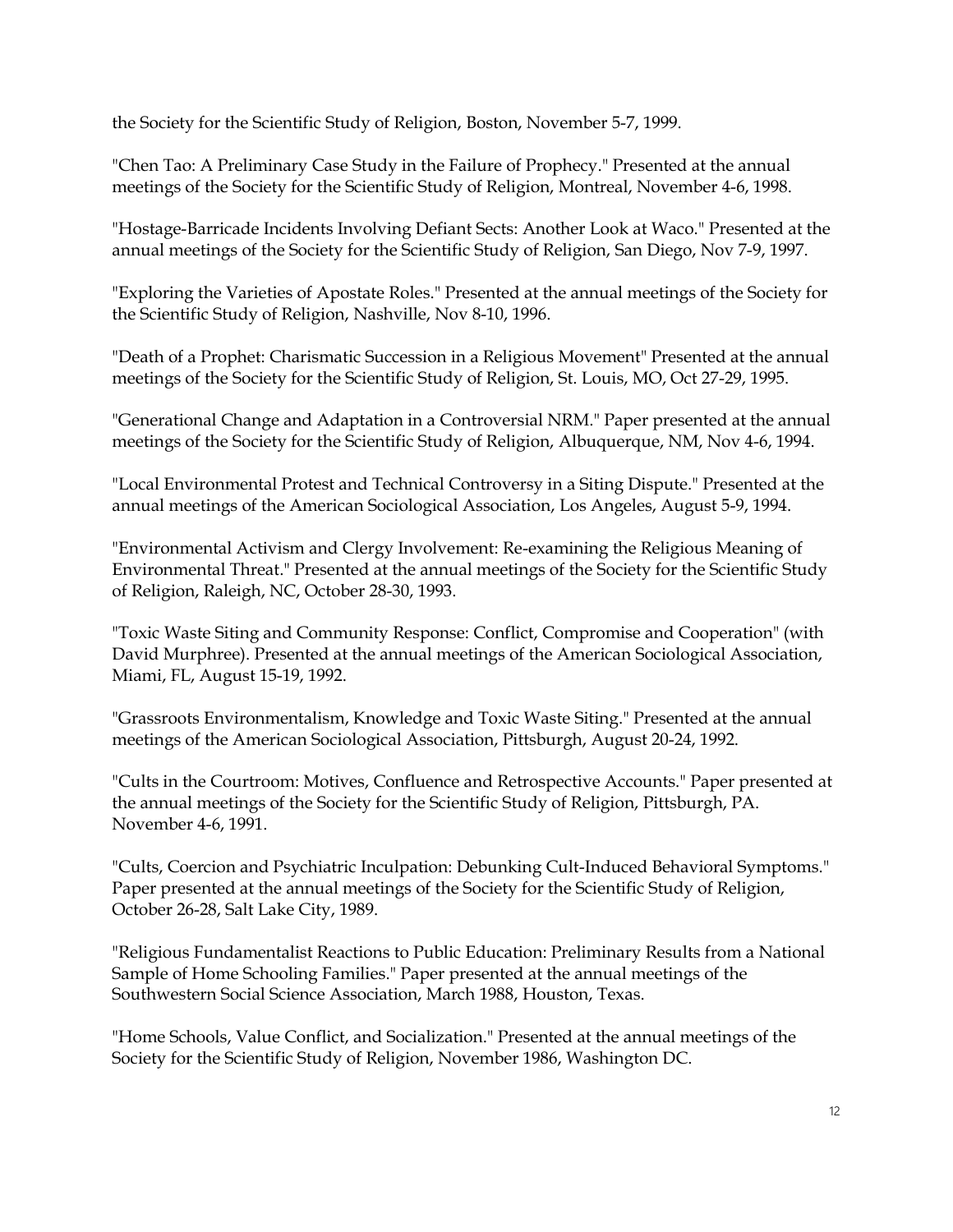the Society for the Scientific Study of Religion, Boston, November 5-7, 1999.

"Chen Tao: A Preliminary Case Study in the Failure of Prophecy." Presented at the annual meetings of the Society for the Scientific Study of Religion, Montreal, November 4-6, 1998.

"Hostage-Barricade Incidents Involving Defiant Sects: Another Look at Waco." Presented at the annual meetings of the Society for the Scientific Study of Religion, San Diego, Nov 7-9, 1997.

"Exploring the Varieties of Apostate Roles." Presented at the annual meetings of the Society for the Scientific Study of Religion, Nashville, Nov 8-10, 1996.

"Death of a Prophet: Charismatic Succession in a Religious Movement" Presented at the annual meetings of the Society for the Scientific Study of Religion, St. Louis, MO, Oct 27-29, 1995.

"Generational Change and Adaptation in a Controversial NRM." Paper presented at the annual meetings of the Society for the Scientific Study of Religion, Albuquerque, NM, Nov 4-6, 1994.

"Local Environmental Protest and Technical Controversy in a Siting Dispute." Presented at the annual meetings of the American Sociological Association, Los Angeles, August 5-9, 1994.

"Environmental Activism and Clergy Involvement: Re-examining the Religious Meaning of Environmental Threat." Presented at the annual meetings of the Society for the Scientific Study of Religion, Raleigh, NC, October 28-30, 1993.

"Toxic Waste Siting and Community Response: Conflict, Compromise and Cooperation" (with David Murphree). Presented at the annual meetings of the American Sociological Association, Miami, FL, August 15-19, 1992.

"Grassroots Environmentalism, Knowledge and Toxic Waste Siting." Presented at the annual meetings of the American Sociological Association, Pittsburgh, August 20-24, 1992.

"Cults in the Courtroom: Motives, Confluence and Retrospective Accounts." Paper presented at the annual meetings of the Society for the Scientific Study of Religion, Pittsburgh, PA. November 4-6, 1991.

"Cults, Coercion and Psychiatric Inculpation: Debunking Cult-Induced Behavioral Symptoms." Paper presented at the annual meetings of the Society for the Scientific Study of Religion, October 26-28, Salt Lake City, 1989.

"Religious Fundamentalist Reactions to Public Education: Preliminary Results from a National Sample of Home Schooling Families." Paper presented at the annual meetings of the Southwestern Social Science Association, March 1988, Houston, Texas.

"Home Schools, Value Conflict, and Socialization." Presented at the annual meetings of the Society for the Scientific Study of Religion, November 1986, Washington DC.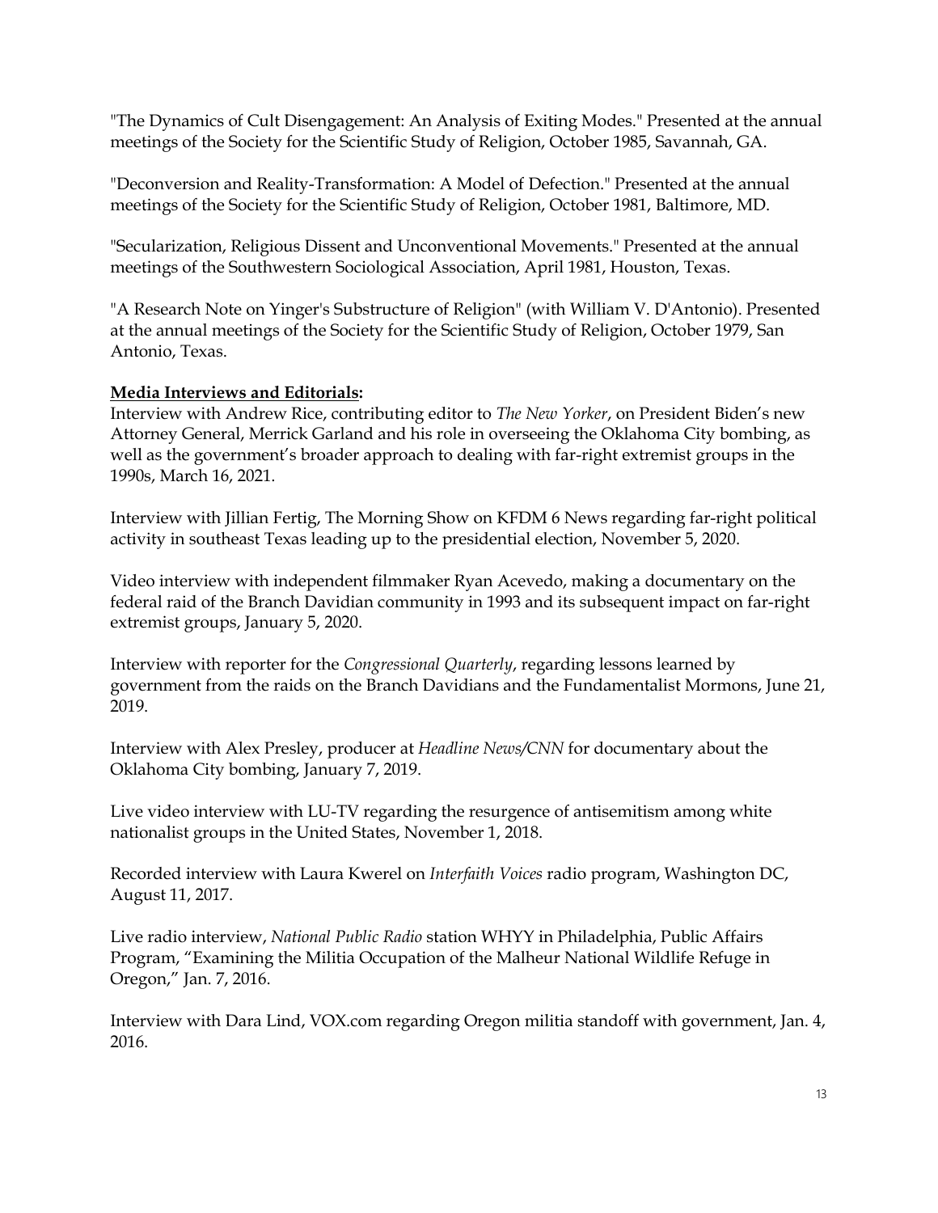"The Dynamics of Cult Disengagement: An Analysis of Exiting Modes." Presented at the annual meetings of the Society for the Scientific Study of Religion, October 1985, Savannah, GA.

"Deconversion and Reality-Transformation: A Model of Defection." Presented at the annual meetings of the Society for the Scientific Study of Religion, October 1981, Baltimore, MD.

"Secularization, Religious Dissent and Unconventional Movements." Presented at the annual meetings of the Southwestern Sociological Association, April 1981, Houston, Texas.

"A Research Note on Yinger's Substructure of Religion" (with William V. D'Antonio). Presented at the annual meetings of the Society for the Scientific Study of Religion, October 1979, San Antonio, Texas.

**Media Interviews and Editorials:**

Interview with Andrew Rice, contributing editor to *The New Yorker*, on President Biden's new Attorney General, Merrick Garland and his role in overseeing the Oklahoma City bombing, as well as the government's broader approach to dealing with far-right extremist groups in the 1990s, March 16, 2021.

Interview with Jillian Fertig, The Morning Show on KFDM 6 News regarding far-right political activity in southeast Texas leading up to the presidential election, November 5, 2020.

Video interview with independent filmmaker Ryan Acevedo, making a documentary on the federal raid of the Branch Davidian community in 1993 and its subsequent impact on far-right extremist groups, January 5, 2020.

Interview with reporter for the *Congressional Quarterly*, regarding lessons learned by government from the raids on the Branch Davidians and the Fundamentalist Mormons, June 21, 2019.

Interview with Alex Presley, producer at *Headline News/CNN* for documentary about the Oklahoma City bombing, January 7, 2019.

Live video interview with LU-TV regarding the resurgence of antisemitism among white nationalist groups in the United States, November 1, 2018.

Recorded interview with Laura Kwerel on *Interfaith Voices* radio program, Washington DC, August 11, 2017.

Live radio interview, *National Public Radio* station WHYY in Philadelphia, Public Affairs Program, "Examining the Militia Occupation of the Malheur National Wildlife Refuge in Oregon," Jan. 7, 2016.

Interview with Dara Lind, VOX.com regarding Oregon militia standoff with government, Jan. 4, 2016.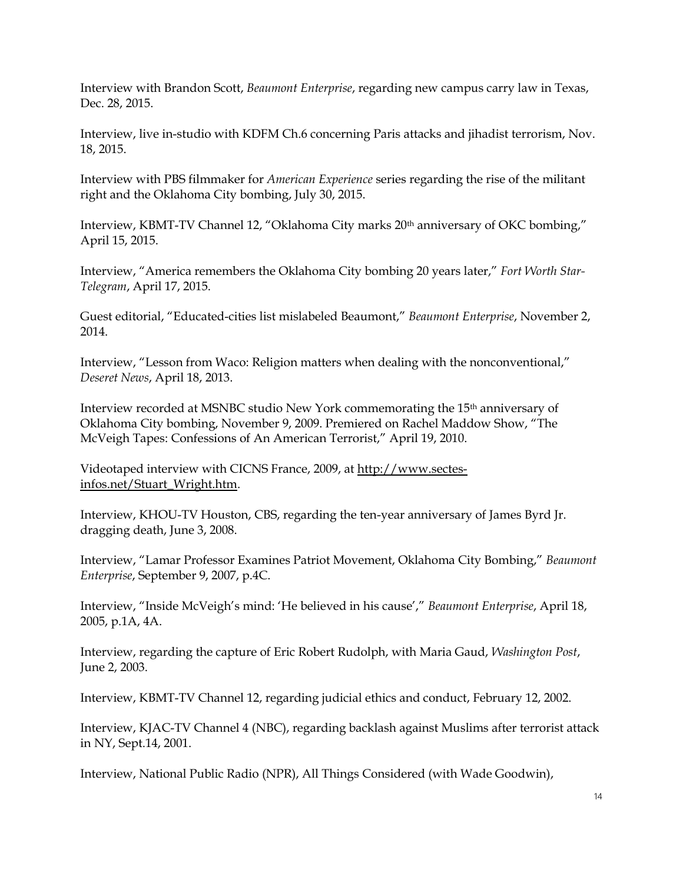Interview with Brandon Scott, *Beaumont Enterprise*, regarding new campus carry law in Texas, Dec. 28, 2015.

Interview, live in-studio with KDFM Ch.6 concerning Paris attacks and jihadist terrorism, Nov. 18, 2015.

Interview with PBS filmmaker for *American Experience* series regarding the rise of the militant right and the Oklahoma City bombing, July 30, 2015.

Interview, KBMT-TV Channel 12, "Oklahoma City marks 20th anniversary of OKC bombing," April 15, 2015.

Interview, "America remembers the Oklahoma City bombing 20 years later," *Fort Worth Star-Telegram*, April 17, 2015.

Guest editorial, "Educated-cities list mislabeled Beaumont," *Beaumont Enterprise*, November 2, 2014.

Interview, "Lesson from Waco: Religion matters when dealing with the nonconventional," *Deseret News*, April 18, 2013.

Interview recorded at MSNBC studio New York commemorating the 15th anniversary of Oklahoma City bombing, November 9, 2009. Premiered on Rachel Maddow Show, "The McVeigh Tapes: Confessions of An American Terrorist," April 19, 2010.

Videotaped interview with CICNS France, 2009, at http://www.sectes-infos.net/Stuart_Wright.htm.

Interview, KHOU-TV Houston, CBS, regarding the ten-year anniversary of James Byrd Jr. dragging death, June 3, 2008.

Interview, "Lamar Professor Examines Patriot Movement, Oklahoma City Bombing," *Beaumont Enterprise*, September 9, 2007, p.4C.

Interview, "Inside McVeigh's mind: 'He believed in his cause'," *Beaumont Enterprise*, April 18, 2005, p.1A, 4A.

Interview, regarding the capture of Eric Robert Rudolph, with Maria Gaud, *Washington Post*, June 2, 2003.

Interview, KBMT-TV Channel 12, regarding judicial ethics and conduct, February 12, 2002.

Interview, KJAC-TV Channel 4 (NBC), regarding backlash against Muslims after terrorist attack in NY, Sept.14, 2001.

Interview, National Public Radio (NPR), All Things Considered (with Wade Goodwin),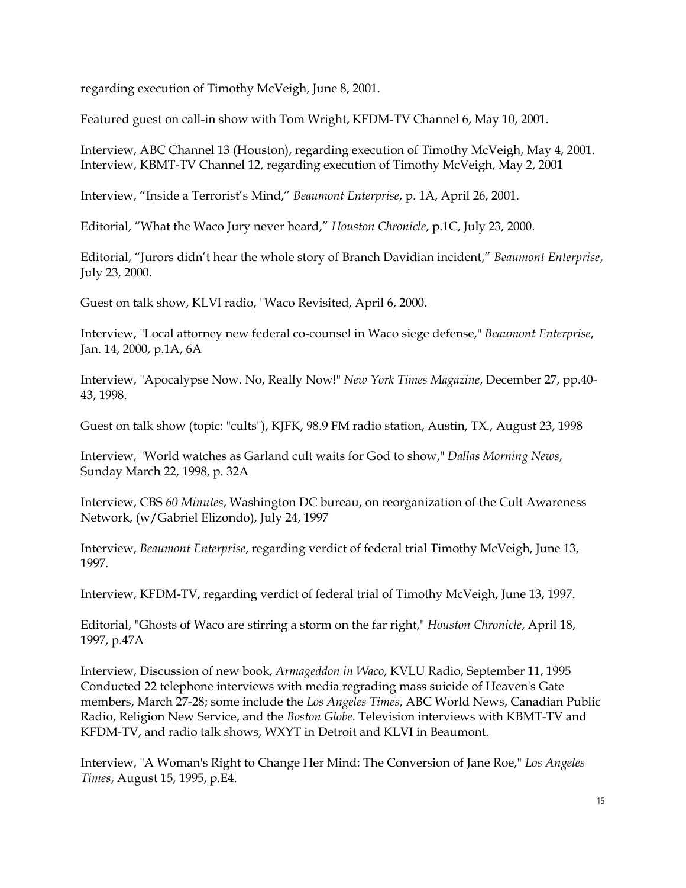regarding execution of Timothy McVeigh, June 8, 2001.

Featured guest on call-in show with Tom Wright, KFDM-TV Channel 6, May 10, 2001.

Interview, ABC Channel 13 (Houston), regarding execution of Timothy McVeigh, May 4, 2001.
Interview, KBMT-TV Channel 12, regarding execution of Timothy McVeigh, May 2, 2001

Interview, "Inside a Terrorist's Mind," *Beaumont Enterprise*, p. 1A, April 26, 2001.

Editorial, "What the Waco Jury never heard," *Houston Chronicle*, p.1C, July 23, 2000.

Editorial, "Jurors didn't hear the whole story of Branch Davidian incident," *Beaumont Enterprise*, July 23, 2000.

Guest on talk show, KLVI radio, "Waco Revisited, April 6, 2000.

Interview, "Local attorney new federal co-counsel in Waco siege defense," *Beaumont Enterprise*, Jan. 14, 2000, p.1A, 6A

Interview, "Apocalypse Now. No, Really Now!" *New York Times Magazine*, December 27, pp.40-43, 1998.

Guest on talk show (topic: "cults"), KJFK, 98.9 FM radio station, Austin, TX., August 23, 1998

Interview, "World watches as Garland cult waits for God to show," *Dallas Morning News*, Sunday March 22, 1998, p. 32A

Interview, CBS *60 Minutes*, Washington DC bureau, on reorganization of the Cult Awareness Network, (w/Gabriel Elizondo), July 24, 1997

Interview, *Beaumont Enterprise*, regarding verdict of federal trial Timothy McVeigh, June 13, 1997.

Interview, KFDM-TV, regarding verdict of federal trial of Timothy McVeigh, June 13, 1997.

Editorial, "Ghosts of Waco are stirring a storm on the far right," *Houston Chronicle*, April 18, 1997, p.47A

Interview, Discussion of new book, *Armageddon in Waco*, KVLU Radio, September 11, 1995
Conducted 22 telephone interviews with media regrading mass suicide of Heaven's Gate members, March 27-28; some include the *Los Angeles Times*, ABC World News, Canadian Public Radio, Religion New Service, and the *Boston Globe*. Television interviews with KBMT-TV and KFDM-TV, and radio talk shows, WXYT in Detroit and KLVI in Beaumont.

Interview, "A Woman's Right to Change Her Mind: The Conversion of Jane Roe," *Los Angeles Times*, August 15, 1995, p.E4.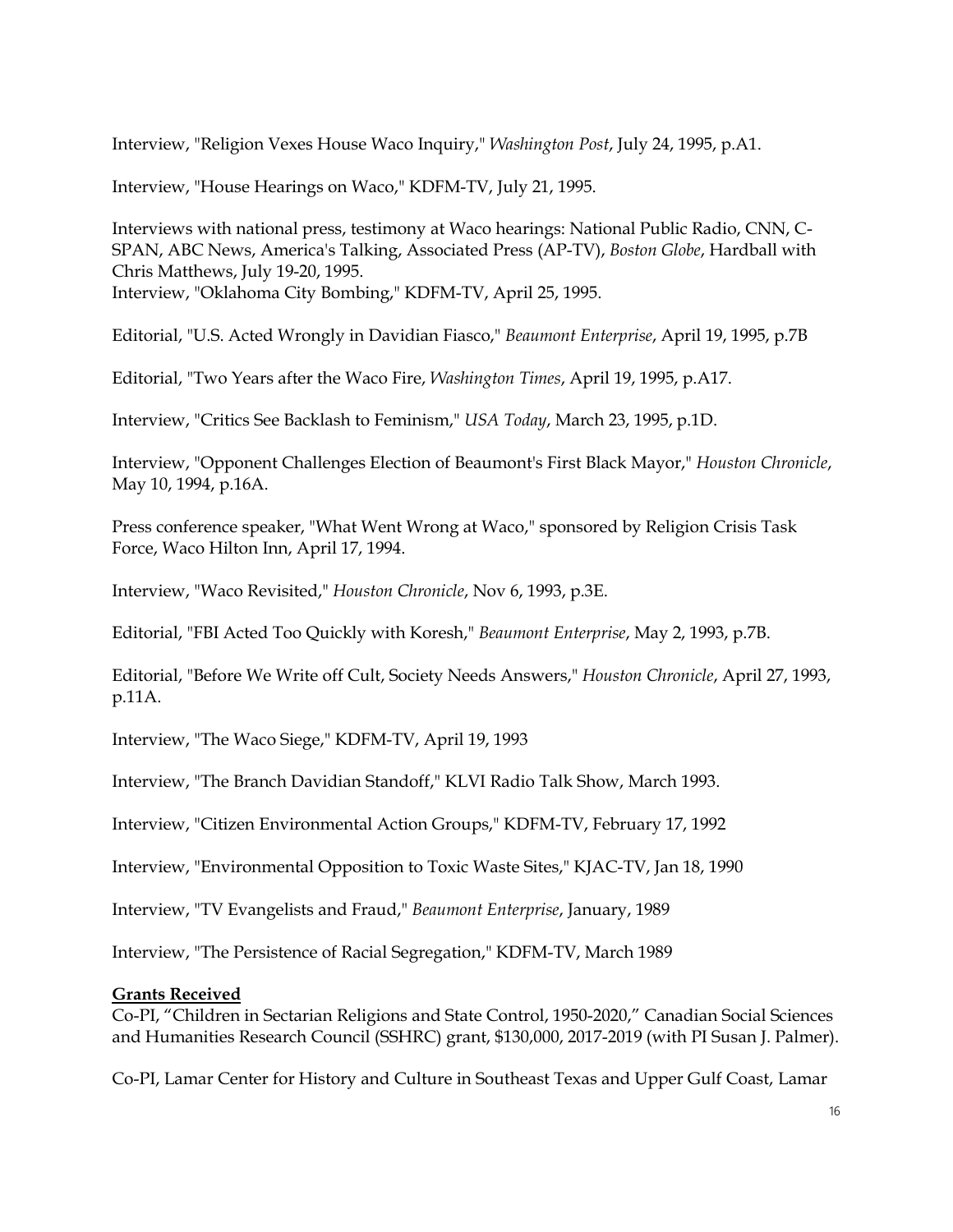Interview, "Religion Vexes House Waco Inquiry," *Washington Post*, July 24, 1995, p.A1.

Interview, "House Hearings on Waco," KDFM-TV, July 21, 1995.

Interviews with national press, testimony at Waco hearings: National Public Radio, CNN, C-SPAN, ABC News, America's Talking, Associated Press (AP-TV), *Boston Globe*, Hardball with Chris Matthews, July 19-20, 1995.
Interview, "Oklahoma City Bombing," KDFM-TV, April 25, 1995.

Editorial, "U.S. Acted Wrongly in Davidian Fiasco," *Beaumont Enterprise*, April 19, 1995, p.7B

Editorial, "Two Years after the Waco Fire, *Washington Times*, April 19, 1995, p.A17.

Interview, "Critics See Backlash to Feminism," *USA Today*, March 23, 1995, p.1D.

Interview, "Opponent Challenges Election of Beaumont's First Black Mayor," *Houston Chronicle*, May 10, 1994, p.16A.

Press conference speaker, "What Went Wrong at Waco," sponsored by Religion Crisis Task Force, Waco Hilton Inn, April 17, 1994.

Interview, "Waco Revisited," *Houston Chronicle*, Nov 6, 1993, p.3E.

Editorial, "FBI Acted Too Quickly with Koresh," *Beaumont Enterprise*, May 2, 1993, p.7B.

Editorial, "Before We Write off Cult, Society Needs Answers," *Houston Chronicle*, April 27, 1993, p.11A.

Interview, "The Waco Siege," KDFM-TV, April 19, 1993

Interview, "The Branch Davidian Standoff," KLVI Radio Talk Show, March 1993.

Interview, "Citizen Environmental Action Groups," KDFM-TV, February 17, 1992

Interview, "Environmental Opposition to Toxic Waste Sites," KJAC-TV, Jan 18, 1990

Interview, "TV Evangelists and Fraud," *Beaumont Enterprise*, January, 1989

Interview, "The Persistence of Racial Segregation," KDFM-TV, March 1989

**Grants Received**

Co-PI, "Children in Sectarian Religions and State Control, 1950-2020," Canadian Social Sciences and Humanities Research Council (SSHRC) grant, $130,000, 2017-2019 (with PI Susan J. Palmer).

Co-PI, Lamar Center for History and Culture in Southeast Texas and Upper Gulf Coast, Lamar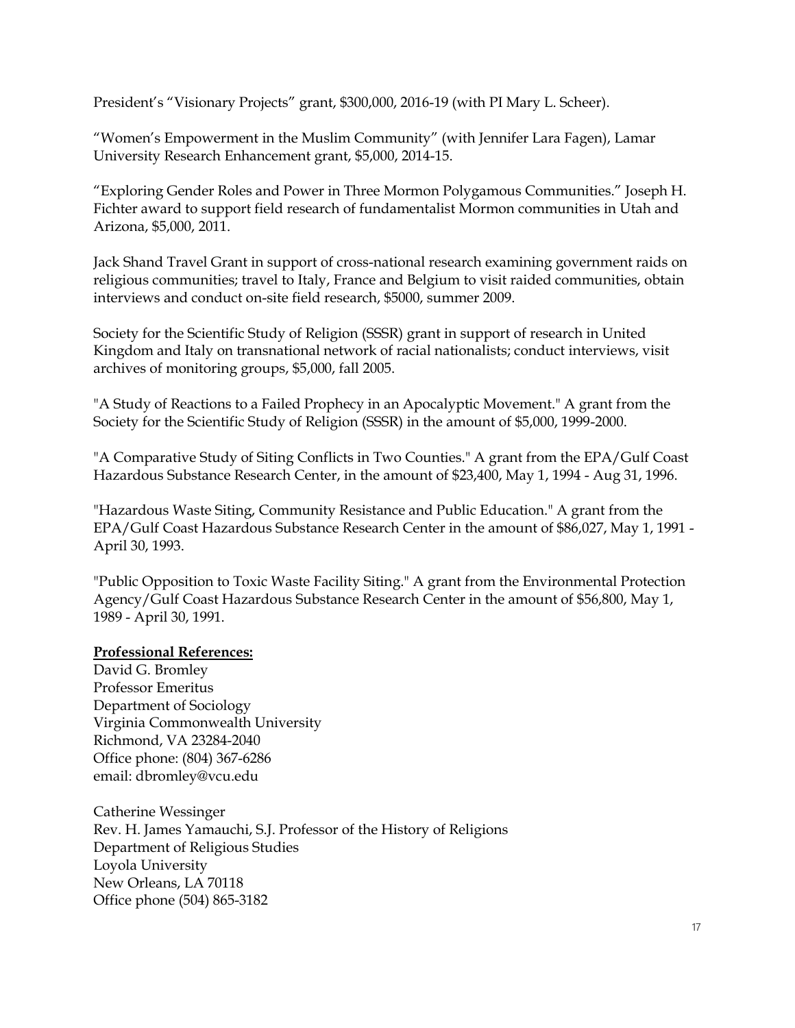President's "Visionary Projects" grant, $300,000, 2016-19 (with PI Mary L. Scheer).

"Women's Empowerment in the Muslim Community" (with Jennifer Lara Fagen), Lamar University Research Enhancement grant, $5,000, 2014-15.

"Exploring Gender Roles and Power in Three Mormon Polygamous Communities." Joseph H. Fichter award to support field research of fundamentalist Mormon communities in Utah and Arizona, $5,000, 2011.

Jack Shand Travel Grant in support of cross-national research examining government raids on religious communities; travel to Italy, France and Belgium to visit raided communities, obtain interviews and conduct on-site field research, $5000, summer 2009.

Society for the Scientific Study of Religion (SSSR) grant in support of research in United Kingdom and Italy on transnational network of racial nationalists; conduct interviews, visit archives of monitoring groups, $5,000, fall 2005.

"A Study of Reactions to a Failed Prophecy in an Apocalyptic Movement." A grant from the Society for the Scientific Study of Religion (SSSR) in the amount of $5,000, 1999-2000.

"A Comparative Study of Siting Conflicts in Two Counties." A grant from the EPA/Gulf Coast Hazardous Substance Research Center, in the amount of $23,400, May 1, 1994 - Aug 31, 1996.

"Hazardous Waste Siting, Community Resistance and Public Education." A grant from the EPA/Gulf Coast Hazardous Substance Research Center in the amount of $86,027, May 1, 1991 - April 30, 1993.

"Public Opposition to Toxic Waste Facility Siting." A grant from the Environmental Protection Agency/Gulf Coast Hazardous Substance Research Center in the amount of $56,800, May 1, 1989 - April 30, 1991.

**Professional References:**

David G. Bromley
Professor Emeritus
Department of Sociology
Virginia Commonwealth University
Richmond, VA 23284-2040
Office phone: (804) 367-6286
email: dbromley@vcu.edu

Catherine Wessinger
Rev. H. James Yamauchi, S.J. Professor of the History of Religions
Department of Religious Studies
Loyola University
New Orleans, LA 70118
Office phone (504) 865-3182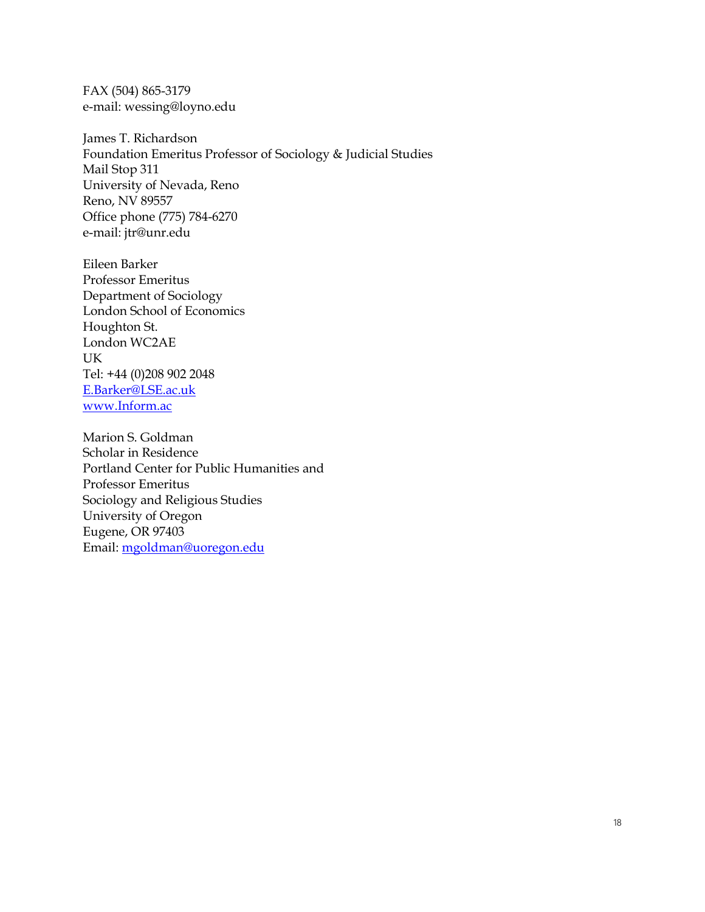FAX (504) 865-3179
e-mail: wessing@loyno.edu

James T. Richardson
Foundation Emeritus Professor of Sociology & Judicial Studies
Mail Stop 311
University of Nevada, Reno
Reno, NV 89557
Office phone (775) 784-6270
e-mail: jtr@unr.edu

Eileen Barker
Professor Emeritus
Department of Sociology
London School of Economics
Houghton St.
London WC2AE
UK
Tel: +44 (0)208 902 2048
E.Barker@LSE.ac.uk
www.Inform.ac

Marion S. Goldman
Scholar in Residence
Portland Center for Public Humanities and
Professor Emeritus
Sociology and Religious Studies
University of Oregon
Eugene, OR 97403
Email: mgoldman@uoregon.edu